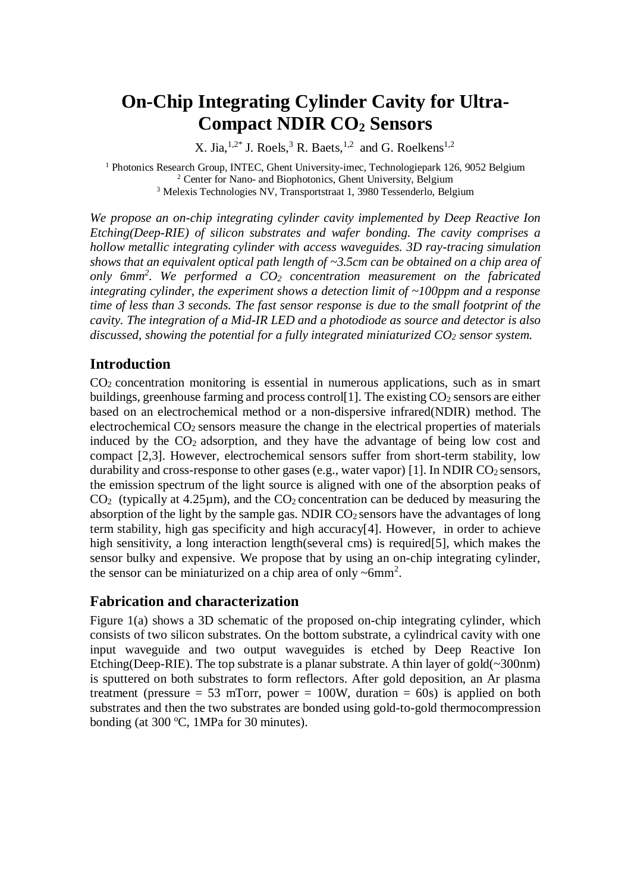# On-Chip Integrating Cylinder Cavity for Ultra-Compact NDIR $CO_2$ Sensors

X. Jia,[1,2*] J. Roels,[3] R. Baets,[1,2] and G. Roelkens[1,2]

[1] Photonics Research Group, INTEC, Ghent University-imec, Technologiepark 126, 9052 Belgium
[2] Center for Nano- and Biophotonics, Ghent University, Belgium
[3] Melexis Technologies NV, Transportstraat 1, 3980 Tessenderlo, Belgium

*We propose an on-chip integrating cylinder cavity implemented by Deep Reactive Ion Etching(Deep-RIE) of silicon substrates and wafer bonding. The cavity comprises a hollow metallic integrating cylinder with access waveguides. 3D ray-tracing simulation shows that an equivalent optical path length of ~3.5cm can be obtained on a chip area of only 6mm$^2$. We performed a $CO_2$ concentration measurement on the fabricated integrating cylinder, the experiment shows a detection limit of ~100ppm and a response time of less than 3 seconds. The fast sensor response is due to the small footprint of the cavity. The integration of a Mid-IR LED and a photodiode as source and detector is also discussed, showing the potential for a fully integrated miniaturized $CO_2$ sensor system.*

## Introduction

$CO_2$ concentration monitoring is essential in numerous applications, such as in smart buildings, greenhouse farming and process control[1]. The existing $CO_2$ sensors are either based on an electrochemical method or a non-dispersive infrared(NDIR) method. The electrochemical $CO_2$ sensors measure the change in the electrical properties of materials induced by the $CO_2$ adsorption, and they have the advantage of being low cost and compact [2,3]. However, electrochemical sensors suffer from short-term stability, low durability and cross-response to other gases (e.g., water vapor) [1]. In NDIR $CO_2$ sensors, the emission spectrum of the light source is aligned with one of the absorption peaks of $CO_2$ (typically at 4.25µm), and the $CO_2$ concentration can be deduced by measuring the absorption of the light by the sample gas. NDIR $CO_2$ sensors have the advantages of long term stability, high gas specificity and high accuracy[4]. However, in order to achieve high sensitivity, a long interaction length(several cms) is required[5], which makes the sensor bulky and expensive. We propose that by using an on-chip integrating cylinder, the sensor can be miniaturized on a chip area of only ~6mm$^2$.

## Fabrication and characterization

Figure 1(a) shows a 3D schematic of the proposed on-chip integrating cylinder, which consists of two silicon substrates. On the bottom substrate, a cylindrical cavity with one input waveguide and two output waveguides is etched by Deep Reactive Ion Etching(Deep-RIE). The top substrate is a planar substrate. A thin layer of gold(~300nm) is sputtered on both substrates to form reflectors. After gold deposition, an Ar plasma treatment (pressure = 53 mTorr, power = 100W, duration = 60s) is applied on both substrates and then the two substrates are bonded using gold-to-gold thermocompression bonding (at 300 $^o$C, 1MPa for 30 minutes).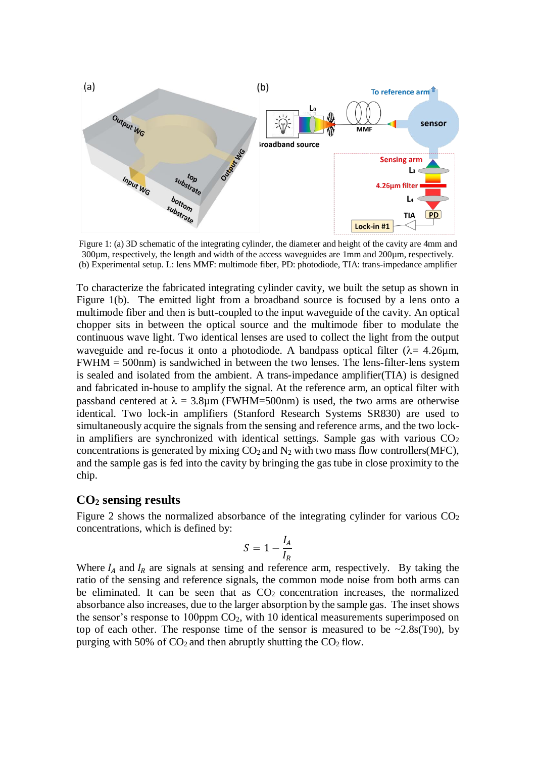Figure 1: (a) 3D schematic of the integrating cylinder, the diameter and height of the cavity are 4mm and 300µm, respectively, the length and width of the access waveguides are 1mm and 200µm, respectively. (b) Experimental setup. L: lens MMF: multimode fiber, PD: photodiode, TIA: trans-impedance amplifier

To characterize the fabricated integrating cylinder cavity, we built the setup as shown in Figure 1(b). The emitted light from a broadband source is focused by a lens onto a multimode fiber and then is butt-coupled to the input waveguide of the cavity. An optical chopper sits in between the optical source and the multimode fiber to modulate the continuous wave light. Two identical lenses are used to collect the light from the output waveguide and re-focus it onto a photodiode. A bandpass optical filter (λ= 4.26µm, FWHM = 500nm) is sandwiched in between the two lenses. The lens-filter-lens system is sealed and isolated from the ambient. A trans-impedance amplifier(TIA) is designed and fabricated in-house to amplify the signal. At the reference arm, an optical filter with passband centered at λ = 3.8µm (FWHM=500nm) is used, the two arms are otherwise identical. Two lock-in amplifiers (Stanford Research Systems SR830) are used to simultaneously acquire the signals from the sensing and reference arms, and the two lock-in amplifiers are synchronized with identical settings. Sample gas with various $CO_2$ concentrations is generated by mixing $CO_2$ and $N_2$ with two mass flow controllers(MFC), and the sample gas is fed into the cavity by bringing the gas tube in close proximity to the chip.

## $CO_2$ sensing results

Figure 2 shows the normalized absorbance of the integrating cylinder for various $CO_2$ concentrations, which is defined by:

$$S = 1 - \frac{I_A}{I_R}$$

Where $I_A$ and $I_R$ are signals at sensing and reference arm, respectively. By taking the ratio of the sensing and reference signals, the common mode noise from both arms can be eliminated. It can be seen that as $CO_2$ concentration increases, the normalized absorbance also increases, due to the larger absorption by the sample gas. The inset shows the sensor's response to 100ppm $CO_2$, with 10 identical measurements superimposed on top of each other. The response time of the sensor is measured to be ~2.8s($T_{90}$), by purging with 50% of $CO_2$ and then abruptly shutting the $CO_2$ flow.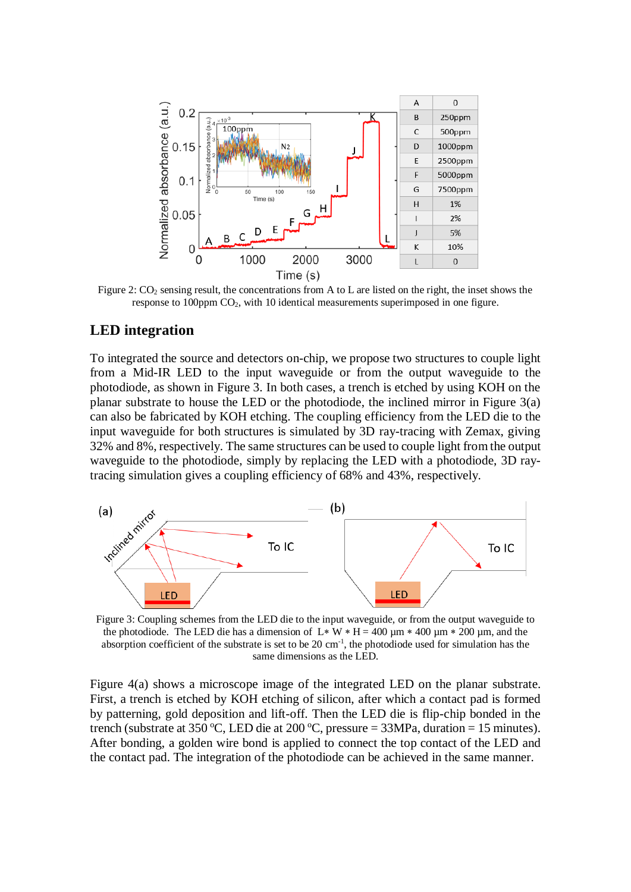| A | 0 |
|---|---|
| B | 250ppm |
| C | 500ppm |
| D | 1000ppm |
| E | 2500ppm |
| F | 5000ppm |
| G | 7500ppm |
| H | 1% |
| I | 2% |
| J | 5% |
| K | 10% |
| L | 0 |

Figure 2: $CO_2$ sensing result, the concentrations from A to L are listed on the right, the inset shows the response to 100ppm $CO_2$, with 10 identical measurements superimposed in one figure.

## LED integration

To integrated the source and detectors on-chip, we propose two structures to couple light from a Mid-IR LED to the input waveguide or from the output waveguide to the photodiode, as shown in Figure 3. In both cases, a trench is etched by using KOH on the planar substrate to house the LED or the photodiode, the inclined mirror in Figure 3(a) can also be fabricated by KOH etching. The coupling efficiency from the LED die to the input waveguide for both structures is simulated by 3D ray-tracing with Zemax, giving 32% and 8%, respectively. The same structures can be used to couple light from the output waveguide to the photodiode, simply by replacing the LED with a photodiode, 3D ray-tracing simulation gives a coupling efficiency of 68% and 43%, respectively.

Figure 3: Coupling schemes from the LED die to the input waveguide, or from the output waveguide to the photodiode. The LED die has a dimension of L $*$ W $*$ H = 400 μm $*$ 400 μm $*$ 200 μm, and the absorption coefficient of the substrate is set to be 20 $cm^{-1}$, the photodiode used for simulation has the same dimensions as the LED.

Figure 4(a) shows a microscope image of the integrated LED on the planar substrate. First, a trench is etched by KOH etching of silicon, after which a contact pad is formed by patterning, gold deposition and lift-off. Then the LED die is flip-chip bonded in the trench (substrate at 350 ºC, LED die at 200 ºC, pressure = 33MPa, duration = 15 minutes). After bonding, a golden wire bond is applied to connect the top contact of the LED and the contact pad. The integration of the photodiode can be achieved in the same manner.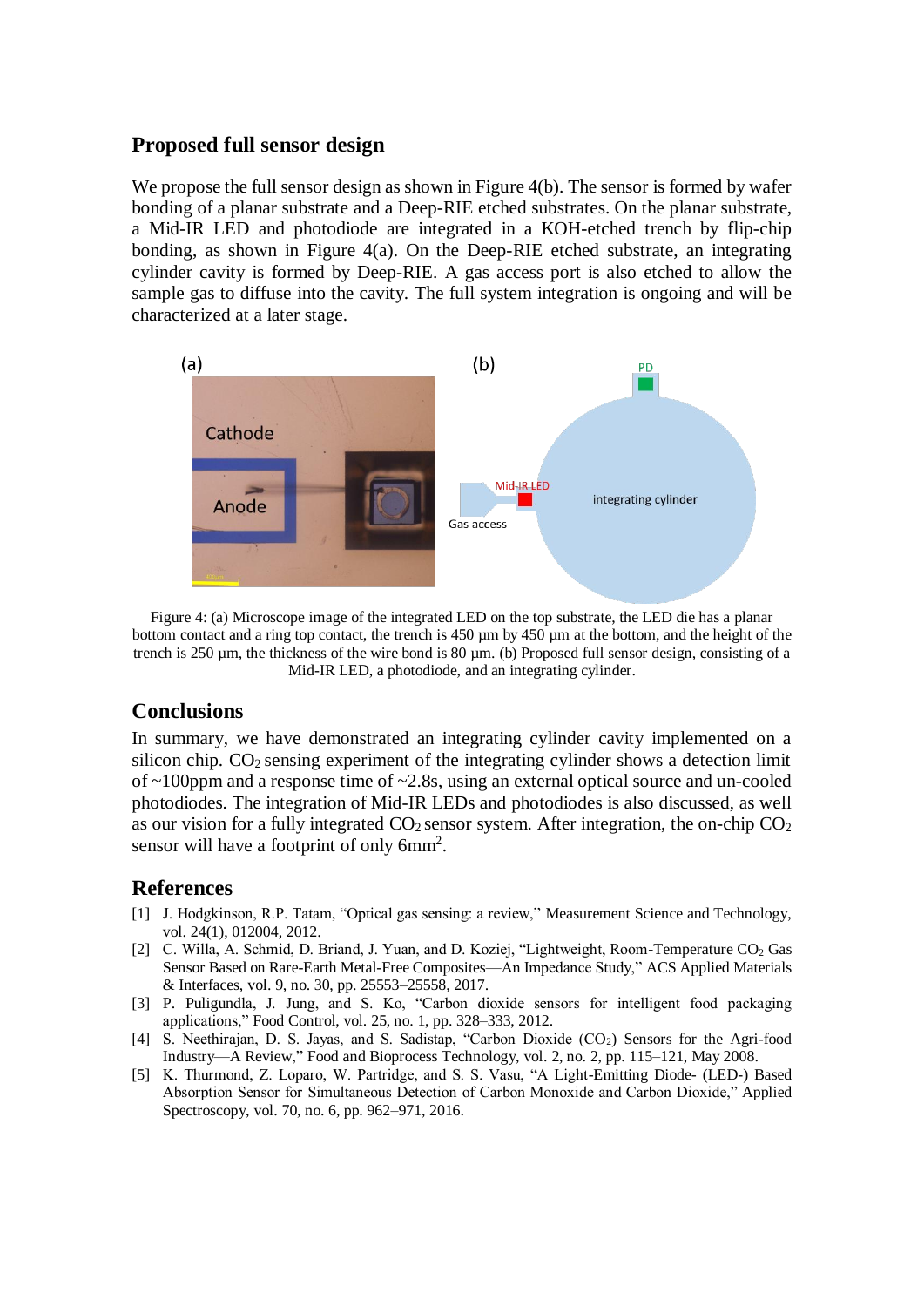## Proposed full sensor design

We propose the full sensor design as shown in Figure 4(b). The sensor is formed by wafer bonding of a planar substrate and a Deep-RIE etched substrates. On the planar substrate, a Mid-IR LED and photodiode are integrated in a KOH-etched trench by flip-chip bonding, as shown in Figure 4(a). On the Deep-RIE etched substrate, an integrating cylinder cavity is formed by Deep-RIE. A gas access port is also etched to allow the sample gas to diffuse into the cavity. The full system integration is ongoing and will be characterized at a later stage.

(a)

Cathode

Anode

(b)

PD

Mid-IR LED

Gas access

integrating cylinder

Figure 4: (a) Microscope image of the integrated LED on the top substrate, the LED die has a planar bottom contact and a ring top contact, the trench is 450 µm by 450 µm at the bottom, and the height of the trench is 250 µm, the thickness of the wire bond is 80 µm. (b) Proposed full sensor design, consisting of a Mid-IR LED, a photodiode, and an integrating cylinder.

## Conclusions

In summary, we have demonstrated an integrating cylinder cavity implemented on a silicon chip. $CO_2$ sensing experiment of the integrating cylinder shows a detection limit of ~100ppm and a response time of ~2.8s, using an external optical source and un-cooled photodiodes. The integration of Mid-IR LEDs and photodiodes is also discussed, as well as our vision for a fully integrated $CO_2$ sensor system. After integration, the on-chip $CO_2$ sensor will have a footprint of only $6mm^2$.

## References

[1] J. Hodgkinson, R.P. Tatam, "Optical gas sensing: a review," Measurement Science and Technology, vol. 24(1), 012004, 2012.

[2] C. Willa, A. Schmid, D. Briand, J. Yuan, and D. Koziej, "Lightweight, Room-Temperature $CO_2$ Gas Sensor Based on Rare-Earth Metal-Free Composites—An Impedance Study," ACS Applied Materials & Interfaces, vol. 9, no. 30, pp. 25553–25558, 2017.

[3] P. Puligundla, J. Jung, and S. Ko, "Carbon dioxide sensors for intelligent food packaging applications," Food Control, vol. 25, no. 1, pp. 328–333, 2012.

[4] S. Neethirajan, D. S. Jayas, and S. Sadistap, "Carbon Dioxide ($CO_2$) Sensors for the Agri-food Industry—A Review," Food and Bioprocess Technology, vol. 2, no. 2, pp. 115–121, May 2008.

[5] K. Thurmond, Z. Loparo, W. Partridge, and S. S. Vasu, "A Light-Emitting Diode- (LED-) Based Absorption Sensor for Simultaneous Detection of Carbon Monoxide and Carbon Dioxide," Applied Spectroscopy, vol. 70, no. 6, pp. 962–971, 2016.